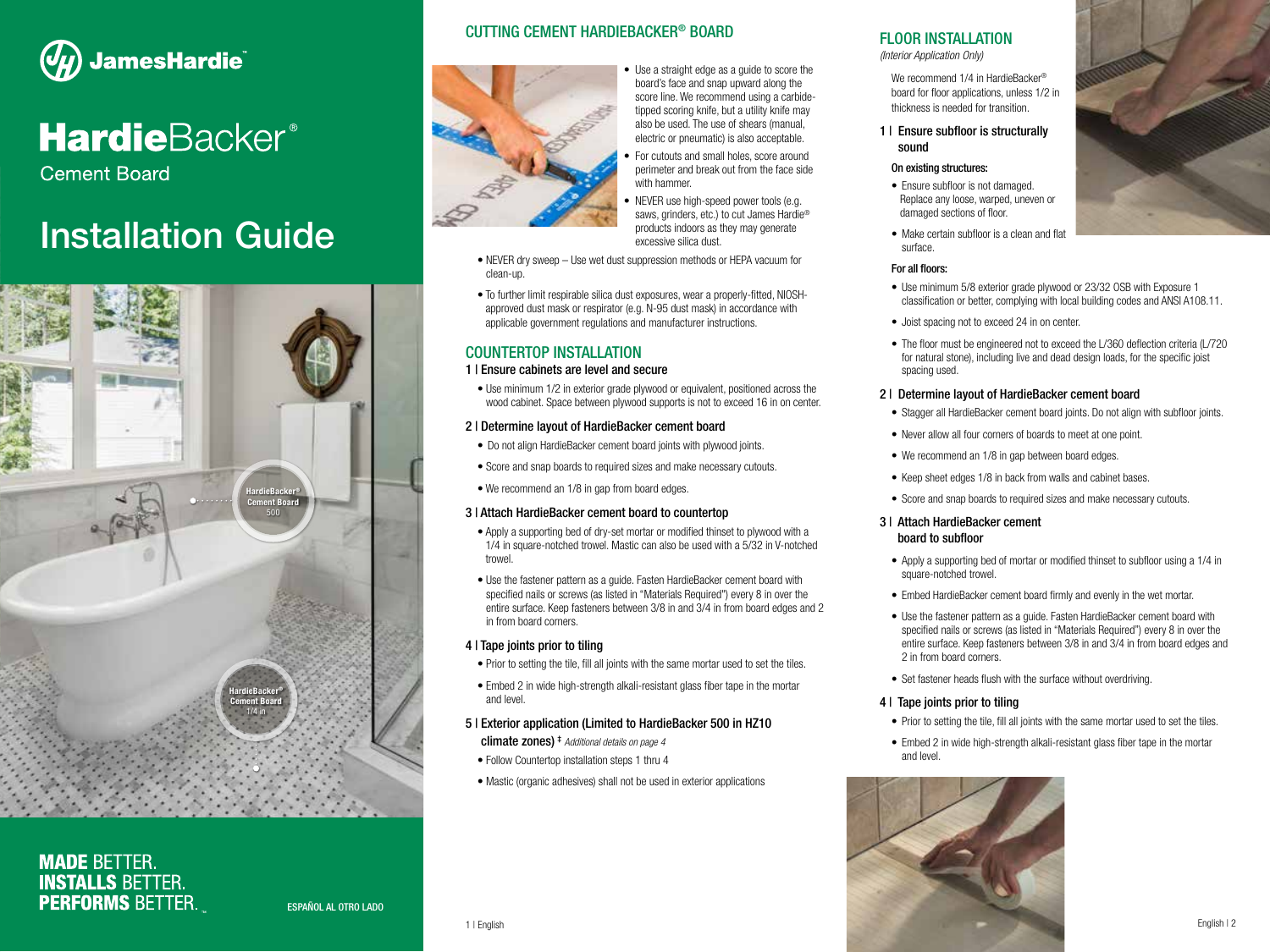JamesHardie

# HardieBacker®

Cement Board

# Installation Guide

HardieBacker® Cement Board 500

HardieBacker® Cement Board 1/4 in

**MADE** BETTER.
**INSTALLS** BETTER.
**PERFORMS** BETTER.™

ESPAÑOL AL OTRO LADO

## CUTTING CEMENT HARDIEBACKER® BOARD

- Use a straight edge as a guide to score the board's face and snap upward along the score line. We recommend using a carbide-tipped scoring knife, but a utility knife may also be used. The use of shears (manual, electric or pneumatic) is also acceptable.
- For cutouts and small holes, score around perimeter and break out from the face side with hammer.
- NEVER use high-speed power tools (e.g. saws, grinders, etc.) to cut James Hardie® products indoors as they may generate excessive silica dust.
- NEVER dry sweep – Use wet dust suppression methods or HEPA vacuum for clean-up.
- To further limit respirable silica dust exposures, wear a properly-fitted, NIOSH-approved dust mask or respirator (e.g. N-95 dust mask) in accordance with applicable government regulations and manufacturer instructions.

## COUNTERTOP INSTALLATION

### 1 | Ensure cabinets are level and secure

- Use minimum 1/2 in exterior grade plywood or equivalent, positioned across the wood cabinet. Space between plywood supports is not to exceed 16 in on center.

### 2 | Determine layout of HardieBacker cement board

- Do not align HardieBacker cement board joints with plywood joints.
- Score and snap boards to required sizes and make necessary cutouts.
- We recommend an 1/8 in gap from board edges.

### 3 | Attach HardieBacker cement board to countertop

- Apply a supporting bed of dry-set mortar or modified thinset to plywood with a 1/4 in square-notched trowel. Mastic can also be used with a 5/32 in V-notched trowel.
- Use the fastener pattern as a guide. Fasten HardieBacker cement board with specified nails or screws (as listed in "Materials Required") every 8 in over the entire surface. Keep fasteners between 3/8 in and 3/4 in from board edges and 2 in from board corners.

### 4 | Tape joints prior to tiling

- Prior to setting the tile, fill all joints with the same mortar used to set the tiles.
- Embed 2 in wide high-strength alkali-resistant glass fiber tape in the mortar and level.

### 5 | Exterior application (Limited to HardieBacker 500 in HZ10 climate zones) ‡ *Additional details on page 4*

- Follow Countertop installation steps 1 thru 4
- Mastic (organic adhesives) shall not be used in exterior applications

## FLOOR INSTALLATION

*(Interior Application Only)*

We recommend 1/4 in HardieBacker® board for floor applications, unless 1/2 in thickness is needed for transition.

### 1 | Ensure subfloor is structurally sound

**On existing structures:**

- Ensure subfloor is not damaged. Replace any loose, warped, uneven or damaged sections of floor.
- Make certain subfloor is a clean and flat surface.

**For all floors:**

- Use minimum 5/8 exterior grade plywood or 23/32 OSB with Exposure 1 classification or better, complying with local building codes and ANSI A108.11.
- Joist spacing not to exceed 24 in on center.
- The floor must be engineered not to exceed the L/360 deflection criteria (L/720 for natural stone), including live and dead design loads, for the specific joist spacing used.

### 2 | Determine layout of HardieBacker cement board

- Stagger all HardieBacker cement board joints. Do not align with subfloor joints.
- Never allow all four corners of boards to meet at one point.
- We recommend an 1/8 in gap between board edges.
- Keep sheet edges 1/8 in back from walls and cabinet bases.
- Score and snap boards to required sizes and make necessary cutouts.

### 3 | Attach HardieBacker cement board to subfloor

- Apply a supporting bed of mortar or modified thinset to subfloor using a 1/4 in square-notched trowel.
- Embed HardieBacker cement board firmly and evenly in the wet mortar.
- Use the fastener pattern as a guide. Fasten HardieBacker cement board with specified nails or screws (as listed in "Materials Required") every 8 in over the entire surface. Keep fasteners between 3/8 in and 3/4 in from board edges and 2 in from board corners.
- Set fastener heads flush with the surface without overdriving.

### 4 | Tape joints prior to tiling

- Prior to setting the tile, fill all joints with the same mortar used to set the tiles.
- Embed 2 in wide high-strength alkali-resistant glass fiber tape in the mortar and level.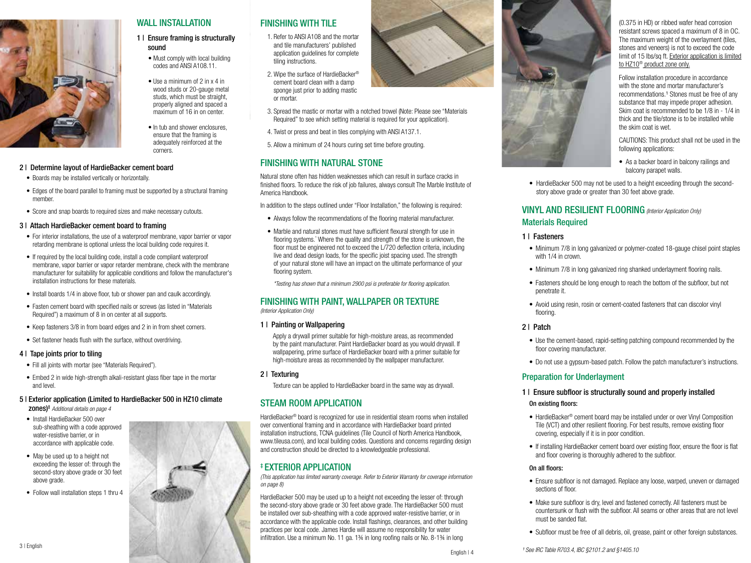## WALL INSTALLATION

### 1 | Ensure framing is structurally sound

- Must comply with local building codes and ANSI A108.11.
- Use a minimum of 2 in x 4 in wood studs or 20-gauge metal studs, which must be straight, properly aligned and spaced a maximum of 16 in on center.
- In tub and shower enclosures, ensure that the framing is adequately reinforced at the corners.

### 2 | Determine layout of HardieBacker cement board

- Boards may be installed vertically or horizontally.
- Edges of the board parallel to framing must be supported by a structural framing member.
- Score and snap boards to required sizes and make necessary cutouts.

### 3 | Attach HardieBacker cement board to framing

- For interior installations, the use of a waterproof membrane, vapor barrier or vapor retarding membrane is optional unless the local building code requires it.
- If required by the local building code, install a code compliant waterproof membrane, vapor barrier or vapor retarder membrane, check with the membrane manufacturer for suitability for applicable conditions and follow the manufacturer's installation instructions for these materials.
- Install boards 1/4 in above floor, tub or shower pan and caulk accordingly.
- Fasten cement board with specified nails or screws (as listed in "Materials Required") a maximum of 8 in on center at all supports.
- Keep fasteners 3/8 in from board edges and 2 in in from sheet corners.
- Set fastener heads flush with the surface, without overdriving.

### 4 | Tape joints prior to tiling

- Fill all joints with mortar (see "Materials Required").
- Embed 2 in wide high-strength alkali-resistant glass fiber tape in the mortar and level.

### 5 | Exterior application (Limited to HardieBacker 500 in HZ10 climate zones)‡ *Additional details on page 4*

- Install HardieBacker 500 over sub-sheathing with a code approved water-resistive barrier, or in accordance with applicable code.
- May be used up to a height not exceeding the lesser of: through the second-story above grade or 30 feet above grade.
- Follow wall installation steps 1 thru 4

## FINISHING WITH TILE

1. Refer to ANSI A108 and the mortar and tile manufacturers' published application guidelines for complete tiling instructions.
2. Wipe the surface of HardieBacker® cement board clean with a damp sponge just prior to adding mastic or mortar.
3. Spread the mastic or mortar with a notched trowel (Note: Please see "Materials Required" to see which setting material is required for your application).
4. Twist or press and beat in tiles complying with ANSI A137.1.
5. Allow a minimum of 24 hours curing set time before grouting.

## FINISHING WITH NATURAL STONE

Natural stone often has hidden weaknesses which can result in surface cracks in finished floors. To reduce the risk of job failures, always consult The Marble Institute of America Handbook.

In addition to the steps outlined under "Floor Installation," the following is required:

- Always follow the recommendations of the flooring material manufacturer.
- Marble and natural stones must have sufficient flexural strength for use in flooring systems.* Where the quality and strength of the stone is unknown, the floor must be engineered not to exceed the L/720 deflection criteria, including live and dead design loads, for the specific joist spacing used. The strength of your natural stone will have an impact on the ultimate performance of your flooring system.

*\*Testing has shown that a minimum 2900 psi is preferable for flooring application.*

## FINISHING WITH PAINT, WALLPAPER OR TEXTURE

*(Interior Application Only)*

### 1 | Painting or Wallpapering

Apply a drywall primer suitable for high-moisture areas, as recommended by the paint manufacturer. Paint HardieBacker board as you would drywall. If wallpapering, prime surface of HardieBacker board with a primer suitable for high-moisture areas as recommended by the wallpaper manufacturer.

### 2 | Texturing

Texture can be applied to HardieBacker board in the same way as drywall.

## STEAM ROOM APPLICATION

HardieBacker® board is recognized for use in residential steam rooms when installed over conventional framing and in accordance with HardieBacker board printed installation instructions, TCNA guidelines (Tile Council of North America Handbook, www.tileusa.com), and local building codes. Questions and concerns regarding design and construction should be directed to a knowledgeable professional.

## ‡ EXTERIOR APPLICATION

*(This application has limited warranty coverage. Refer to Exterior Warranty for coverage information on page 8)*

HardieBacker 500 may be used up to a height not exceeding the lesser of: through the second-story above grade or 30 feet above grade. The HardieBacker 500 must be installed over sub-sheathing with a code approved water-resistive barrier, or in accordance with the applicable code. Install flashings, clearances, and other building practices per local code. James Hardie will assume no responsibility for water infiltration. Use a minimum No. 11 ga. 1¾ in long roofing nails or No. 8-1¾ in long (0.375 in HD) or ribbed wafer head corrosion resistant screws spaced a maximum of 8 in OC. The maximum weight of the overlayment (tiles, stones and veneers) is not to exceed the code limit of 15 lbs/sq ft. Exterior application is limited to HZ10® product zone only.

Follow installation procedure in accordance with the stone and mortar manufacturer's recommendations.[1] Stones must be free of any substance that may impede proper adhesion. Skim coat is recommended to be 1/8 in - 1/4 in thick and the tile/stone is to be installed while the skim coat is wet.

CAUTIONS: This product shall not be used in the following applications:

- As a backer board in balcony railings and balcony parapet walls.
- HardieBacker 500 may not be used to a height exceeding through the second-story above grade or greater than 30 feet above grade.

## VINYL AND RESILIENT FLOORING *(Interior Application Only)*

### Materials Required

#### 1 | Fasteners

- Minimum 7/8 in long galvanized or polymer-coated 18-gauge chisel point staples with 1/4 in crown.
- Minimum 7/8 in long galvanized ring shanked underlayment flooring nails.
- Fasteners should be long enough to reach the bottom of the subfloor, but not penetrate it.
- Avoid using resin, rosin or cement-coated fasteners that can discolor vinyl flooring.

#### 2 | Patch

- Use the cement-based, rapid-setting patching compound recommended by the floor covering manufacturer.
- Do not use a gypsum-based patch. Follow the patch manufacturer's instructions.

### Preparation for Underlayment

#### 1 | Ensure subfloor is structurally sound and properly installed

**On existing floors:**

- HardieBacker® cement board may be installed under or over Vinyl Composition Tile (VCT) and other resilient flooring. For best results, remove existing floor covering, especially if it is in poor condition.
- If installing HardieBacker cement board over existing floor, ensure the floor is flat and floor covering is thoroughly adhered to the subfloor.

**On all floors:**

- Ensure subfloor is not damaged. Replace any loose, warped, uneven or damaged sections of floor.
- Make sure subfloor is dry, level and fastened correctly. All fasteners must be countersunk or flush with the subfloor. All seams or other areas that are not level must be sanded flat.
- Subfloor must be free of all debris, oil, grease, paint or other foreign substances.

*[1] See IRC Table R703.4, IBC §2101.2 and §1405.10*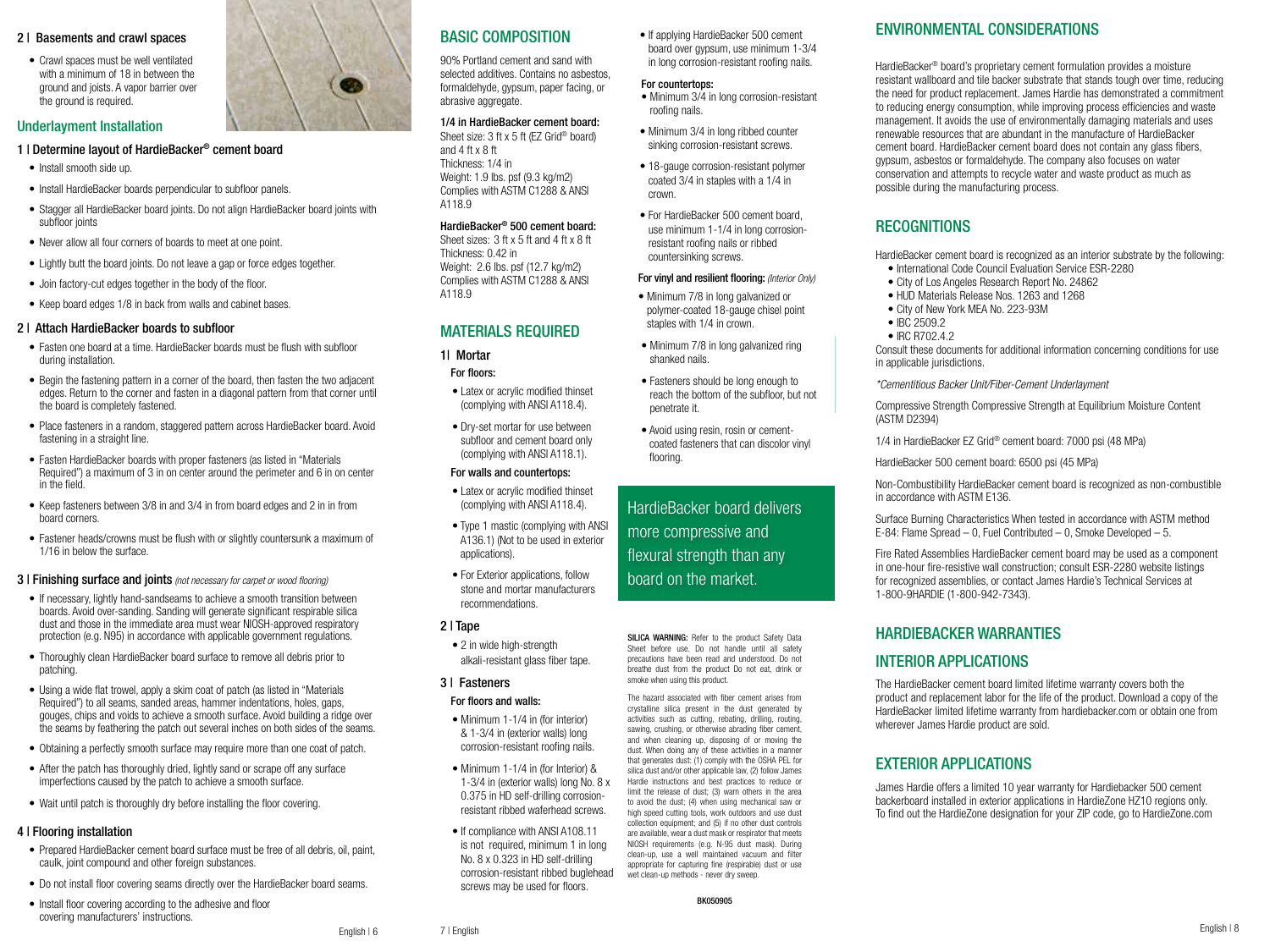## 2 | Basements and crawl spaces

- Crawl spaces must be well ventilated with a minimum of 18 in between the ground and joists. A vapor barrier over the ground is required.

## Underlayment Installation

### 1 | Determine layout of HardieBacker® cement board

- Install smooth side up.
- Install HardieBacker boards perpendicular to subfloor panels.
- Stagger all HardieBacker board joints. Do not align HardieBacker board joints with subfloor joints
- Never allow all four corners of boards to meet at one point.
- Lightly butt the board joints. Do not leave a gap or force edges together.
- Join factory-cut edges together in the body of the floor.
- Keep board edges 1/8 in back from walls and cabinet bases.

### 2 | Attach HardieBacker boards to subfloor

- Fasten one board at a time. HardieBacker boards must be flush with subfloor during installation.
- Begin the fastening pattern in a corner of the board, then fasten the two adjacent edges. Return to the corner and fasten in a diagonal pattern from that corner until the board is completely fastened.
- Place fasteners in a random, staggered pattern across HardieBacker board. Avoid fastening in a straight line.
- Fasten HardieBacker boards with proper fasteners (as listed in "Materials Required") a maximum of 3 in on center around the perimeter and 6 in on center in the field.
- Keep fasteners between 3/8 in and 3/4 in from board edges and 2 in in from board corners.
- Fastener heads/crowns must be flush with or slightly countersunk a maximum of 1/16 in below the surface.

### 3 | Finishing surface and joints *(not necessary for carpet or wood flooring)*

- If necessary, lightly hand-sandseams to achieve a smooth transition between boards. Avoid over-sanding. Sanding will generate significant respirable silica dust and those in the immediate area must wear NIOSH-approved respiratory protection (e.g. N95) in accordance with applicable government regulations.
- Thoroughly clean HardieBacker board surface to remove all debris prior to patching.
- Using a wide flat trowel, apply a skim coat of patch (as listed in "Materials Required") to all seams, sanded areas, hammer indentations, holes, gaps, gouges, chips and voids to achieve a smooth surface. Avoid building a ridge over the seams by feathering the patch out several inches on both sides of the seams.
- Obtaining a perfectly smooth surface may require more than one coat of patch.
- After the patch has thoroughly dried, lightly sand or scrape off any surface imperfections caused by the patch to achieve a smooth surface.
- Wait until patch is thoroughly dry before installing the floor covering.

### 4 | Flooring installation

- Prepared HardieBacker cement board surface must be free of all debris, oil, paint, caulk, joint compound and other foreign substances.
- Do not install floor covering seams directly over the HardieBacker board seams.
- Install floor covering according to the adhesive and floor covering manufacturers' instructions.

## BASIC COMPOSITION

90% Portland cement and sand with selected additives. Contains no asbestos, formaldehyde, gypsum, paper facing, or abrasive aggregate.

**1/4 in HardieBacker cement board:**
Sheet size: 3 ft x 5 ft (EZ Grid® board) and 4 ft x 8 ft
Thickness: 1/4 in
Weight: 1.9 lbs. psf (9.3 kg/m2)
Complies with ASTM C1288 & ANSI A118.9

**HardieBacker® 500 cement board:**
Sheet sizes: 3 ft x 5 ft and 4 ft x 8 ft
Thickness: 0.42 in
Weight: 2.6 lbs. psf (12.7 kg/m2)
Complies with ASTM C1288 & ANSI A118.9

## MATERIALS REQUIRED

### 1| Mortar

**For floors:**

- Latex or acrylic modified thinset (complying with ANSI A118.4).
- Dry-set mortar for use between subfloor and cement board only (complying with ANSI A118.1).

**For walls and countertops:**

- Latex or acrylic modified thinset (complying with ANSI A118.4).
- Type 1 mastic (complying with ANSI A136.1) (Not to be used in exterior applications).
- For Exterior applications, follow stone and mortar manufacturers recommendations.

### 2 | Tape

- 2 in wide high-strength alkali-resistant glass fiber tape.

### 3 | Fasteners

**For floors and walls:**

- Minimum 1-1/4 in (for interior) & 1-3/4 in (exterior walls) long corrosion-resistant roofing nails.
- Minimum 1-1/4 in (for Interior) & 1-3/4 in (exterior walls) long No. 8 x 0.375 in HD self-drilling corrosion-resistant ribbed waferhead screws.
- If compliance with ANSI A108.11 is not required, minimum 1 in long No. 8 x 0.323 in HD self-drilling corrosion-resistant ribbed buglehead screws may be used for floors.
- If applying HardieBacker 500 cement board over gypsum, use minimum 1-3/4 in long corrosion-resistant roofing nails.

**For countertops:**

- Minimum 3/4 in long corrosion-resistant roofing nails.
- Minimum 3/4 in long ribbed counter sinking corrosion-resistant screws.
- 18-gauge corrosion-resistant polymer coated 3/4 in staples with a 1/4 in crown.
- For HardieBacker 500 cement board, use minimum 1-1/4 in long corrosion-resistant roofing nails or ribbed countersinking screws.

**For vinyl and resilient flooring:** *(Interior Only)*

- Minimum 7/8 in long galvanized or polymer-coated 18-gauge chisel point staples with 1/4 in crown.
- Minimum 7/8 in long galvanized ring shanked nails.
- Fasteners should be long enough to reach the bottom of the subfloor, but not penetrate it.
- Avoid using resin, rosin or cement-coated fasteners that can discolor vinyl flooring.

HardieBacker board delivers more compressive and flexural strength than any board on the market.

**SILICA WARNING:** Refer to the product Safety Data Sheet before use. Do not handle until all safety precautions have been read and understood. Do not breathe dust from the product Do not eat, drink or smoke when using this product.

The hazard associated with fiber cement arises from crystalline silica present in the dust generated by activities such as cutting, rebating, drilling, routing, sawing, crushing, or otherwise abrading fiber cement, and when cleaning up, disposing of or moving the dust. When doing any of these activities in a manner that generates dust: (1) comply with the OSHA PEL for silica dust and/or other applicable law, (2) follow James Hardie instructions and best practices to reduce or limit the release of dust; (3) warn others in the area to avoid the dust; (4) when using mechanical saw or high speed cutting tools, work outdoors and use dust collection equipment; and (5) if no other dust controls are available, wear a dust mask or respirator that meets NIOSH requirements (e.g. N-95 dust mask). During clean-up, use a well maintained vacuum and filter appropriate for capturing fine (respirable) dust or use wet clean-up methods - never dry sweep.

BK050905

## ENVIRONMENTAL CONSIDERATIONS

HardieBacker® board's proprietary cement formulation provides a moisture resistant wallboard and tile backer substrate that stands tough over time, reducing the need for product replacement. James Hardie has demonstrated a commitment to reducing energy consumption, while improving process efficiencies and waste management. It avoids the use of environmentally damaging materials and uses renewable resources that are abundant in the manufacture of HardieBacker cement board. HardieBacker cement board does not contain any glass fibers, gypsum, asbestos or formaldehyde. The company also focuses on water conservation and attempts to recycle water and waste product as much as possible during the manufacturing process.

## RECOGNITIONS

HardieBacker cement board is recognized as an interior substrate by the following:

- International Code Council Evaluation Service ESR-2280
- City of Los Angeles Research Report No. 24862
- HUD Materials Release Nos. 1263 and 1268
- City of New York MEA No. 223-93M
- IBC 2509.2
- IRC R702.4.2

Consult these documents for additional information concerning conditions for use in applicable jurisdictions.

*\*Cementitious Backer Unit/Fiber-Cement Underlayment*

Compressive Strength Compressive Strength at Equilibrium Moisture Content (ASTM D2394)

1/4 in HardieBacker EZ Grid® cement board: 7000 psi (48 MPa)

HardieBacker 500 cement board: 6500 psi (45 MPa)

Non-Combustibility HardieBacker cement board is recognized as non-combustible in accordance with ASTM E136.

Surface Burning Characteristics When tested in accordance with ASTM method E-84: Flame Spread – 0, Fuel Contributed – 0, Smoke Developed – 5.

Fire Rated Assemblies HardieBacker cement board may be used as a component in one-hour fire-resistive wall construction; consult ESR-2280 website listings for recognized assemblies, or contact James Hardie's Technical Services at 1-800-9HARDIE (1-800-942-7343).

## HARDIEBACKER WARRANTIES

## INTERIOR APPLICATIONS

The HardieBacker cement board limited lifetime warranty covers both the product and replacement labor for the life of the product. Download a copy of the HardieBacker limited lifetime warranty from hardiebacker.com or obtain one from wherever James Hardie product are sold.

## EXTERIOR APPLICATIONS

James Hardie offers a limited 10 year warranty for Hardiebacker 500 cement backerboard installed in exterior applications in HardieZone HZ10 regions only. To find out the HardieZone designation for your ZIP code, go to HardieZone.com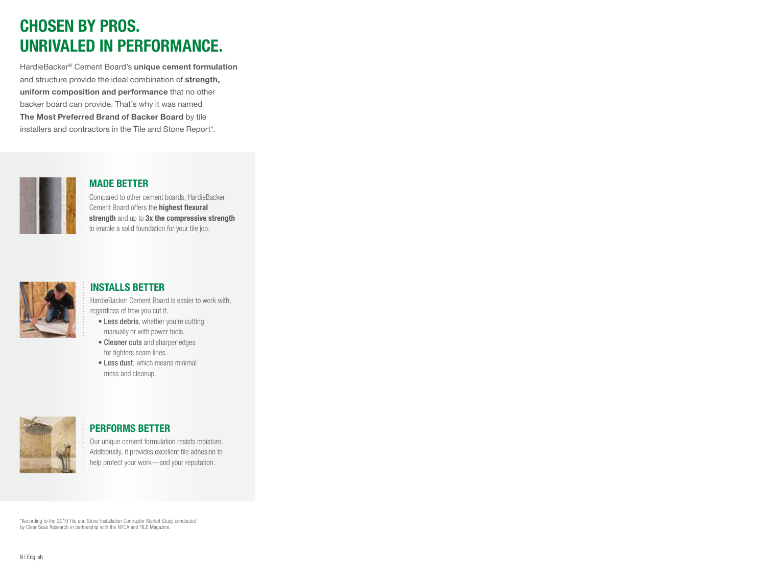# CHOSEN BY PROS. UNRIVALED IN PERFORMANCE.

HardieBacker® Cement Board's **unique cement formulation** and structure provide the ideal combination of **strength, uniform composition and performance** that no other backer board can provide. That's why it was named **The Most Preferred Brand of Backer Board** by tile installers and contractors in the Tile and Stone Report*.

## MADE BETTER

Compared to other cement boards, HardieBacker Cement Board offers the **highest flexural strength** and up to **3x the compressive strength** to enable a solid foundation for your tile job.

## INSTALLS BETTER

HardieBacker Cement Board is easier to work with, regardless of how you cut it.

- **Less debris**, whether you're cutting manually or with power tools.
- **Cleaner cuts** and sharper edges for tighters seam lines.
- **Less dust**, which means minimal mess and cleanup.

## PERFORMS BETTER

Our unique cement formulation resists moisture. Additionally, it provides excellent tile adhesion to help protect your work—and your reputation.

*According to the 2019 Tile and Stone Installation Contractor Market Study conducted by Clear Seas Research in partnership with the NTCA and TILE Magazine.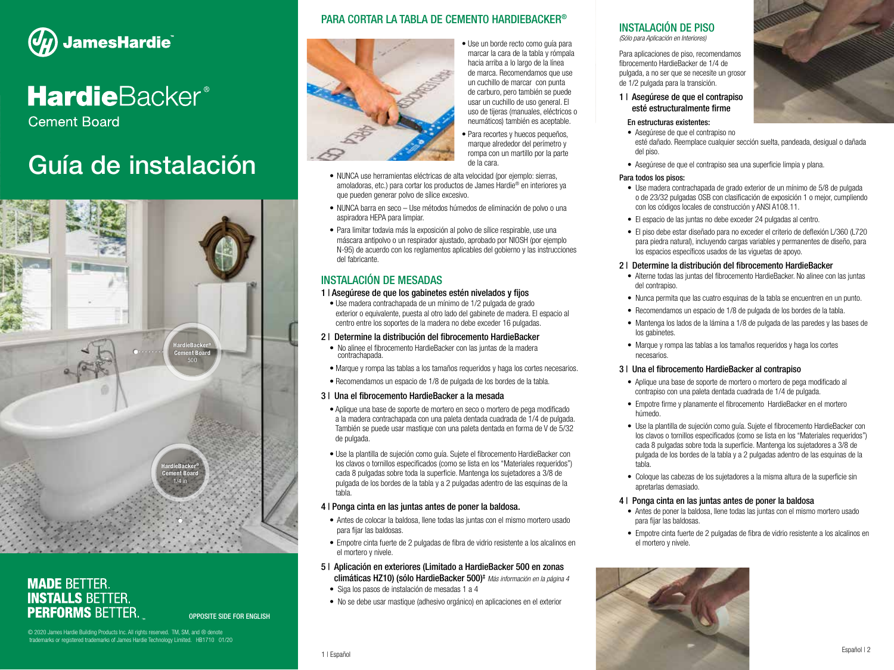# JamesHardie

# HardieBacker®

Cement Board

# Guía de instalación

HardieBacker® Cement Board 500

HardieBacker® Cement Board 1/4 in

**MADE** BETTER.
**INSTALLS** BETTER.
**PERFORMS** BETTER.™

OPPOSITE SIDE FOR ENGLISH

© 2020 James Hardie Building Products Inc. All rights reserved. TM, SM, and ® denote trademarks or registered trademarks of James Hardie Technology Limited. HB1710 01/20

## PARA CORTAR LA TABLA DE CEMENTO HARDIEBACKER®

- Use un borde recto como guía para marcar la cara de la tabla y rómpala hacia arriba a lo largo de la línea de marca. Recomendamos que use un cuchillo de marcar con punta de carburo, pero también se puede usar un cuchillo de uso general. El uso de tijeras (manuales, eléctricos o neumáticos) también es aceptable.
- Para recortes y huecos pequeños, marque alrededor del perímetro y rompa con un martillo por la parte de la cara.
- NUNCA use herramientas eléctricas de alta velocidad (por ejemplo: sierras, amoladoras, etc.) para cortar los productos de James Hardie® en interiores ya que pueden generar polvo de sílice excesivo.
- NUNCA barra en seco – Use métodos húmedos de eliminación de polvo o una aspiradora HEPA para limpiar.
- Para limitar todavía más la exposición al polvo de sílice respirable, use una máscara antipolvo o un respirador ajustado, aprobado por NIOSH (por ejemplo N-95) de acuerdo con los reglamentos aplicables del gobierno y las instrucciones del fabricante.

## INSTALACIÓN DE MESADAS

### 1 | Asegúrese de que los gabinetes estén nivelados y fijos

- Use madera contrachapada de un mínimo de 1/2 pulgada de grado exterior o equivalente, puesta al otro lado del gabinete de madera. El espacio al centro entre los soportes de la madera no debe exceder 16 pulgadas.

### 2 | Determine la distribución del fibrocemento HardieBacker

- No alinee el fibrocemento HardieBacker con las juntas de la madera contrachapada.
- Marque y rompa las tablas a los tamaños requeridos y haga los cortes necesarios.
- Recomendamos un espacio de 1/8 de pulgada de los bordes de la tabla.

### 3 | Una el fibrocemento HardieBacker a la mesada

- Aplique una base de soporte de mortero en seco o mortero de pega modificado a la madera contrachapada con una paleta dentada cuadrada de 1/4 de pulgada. También se puede usar mastique con una paleta dentada en forma de V de 5/32 de pulgada.
- Use la plantilla de sujeción como guía. Sujete el fibrocemento HardieBacker con los clavos o tornillos especificados (como se lista en los "Materiales requeridos") cada 8 pulgadas sobre toda la superficie. Mantenga los sujetadores a 3/8 de pulgada de los bordes de la tabla y a 2 pulgadas adentro de las esquinas de la tabla.

### 4 | Ponga cinta en las juntas antes de poner la baldosa.

- Antes de colocar la baldosa, llene todas las juntas con el mismo mortero usado para fijar las baldosas.
- Empotre cinta fuerte de 2 pulgadas de fibra de vidrio resistente a los alcalinos en el mortero y nivele.

### 5 | Aplicación en exteriores (Limitado a HardieBacker 500 en zonas climáticas HZ10) (sólo HardieBacker 500)‡ *Más información en la página 4*

- Siga los pasos de instalación de mesadas 1 a 4
- No se debe usar mastique (adhesivo orgánico) en aplicaciones en el exterior

## INSTALACIÓN DE PISO

*(Sólo para Aplicación en Interiores)*

Para aplicaciones de piso, recomendamos fibrocemento HardieBacker de 1/4 de pulgada, a no ser que se necesite un grosor de 1/2 pulgada para la transición.

### 1 | Asegúrese de que el contrapiso esté estructuralmente firme

**En estructuras existentes:**

- Asegúrese de que el contrapiso no esté dañado. Reemplace cualquier sección suelta, pandeada, desigual o dañada del piso.
- Asegúrese de que el contrapiso sea una superficie limpia y plana.

**Para todos los pisos:**

- Use madera contrachapada de grado exterior de un mínimo de 5/8 de pulgada o de 23/32 pulgadas OSB con clasificación de exposición 1 o mejor, cumpliendo con los códigos locales de construcción y ANSI A108.11.
- El espacio de las juntas no debe exceder 24 pulgadas al centro.
- El piso debe estar diseñado para no exceder el criterio de deflexión L/360 (L720 para piedra natural), incluyendo cargas variables y permanentes de diseño, para los espacios específicos usados de las viguetas de apoyo.

### 2 | Determine la distribución del fibrocemento HardieBacker

- Alterne todas las juntas del fibrocemento HardieBacker. No alinee con las juntas del contrapiso.
- Nunca permita que las cuatro esquinas de la tabla se encuentren en un punto.
- Recomendamos un espacio de 1/8 de pulgada de los bordes de la tabla.
- Mantenga los lados de la lámina a 1/8 de pulgada de las paredes y las bases de los gabinetes.
- Marque y rompa las tablas a los tamaños requeridos y haga los cortes necesarios.

### 3 | Una el fibrocemento HardieBacker al contrapiso

- Aplique una base de soporte de mortero o mortero de pega modificado al contrapiso con una paleta dentada cuadrada de 1/4 de pulgada.
- Empotre firme y planamente el fibrocemento HardieBacker en el mortero húmedo.
- Use la plantilla de sujeción como guía. Sujete el fibrocemento HardieBacker con los clavos o tornillos especificados (como se lista en los "Materiales requeridos") cada 8 pulgadas sobre toda la superficie. Mantenga los sujetadores a 3/8 de pulgada de los bordes de la tabla y a 2 pulgadas adentro de las esquinas de la tabla.
- Coloque las cabezas de los sujetadores a la misma altura de la superficie sin apretarlas demasiado.

### 4 | Ponga cinta en las juntas antes de poner la baldosa

- Antes de poner la baldosa, llene todas las juntas con el mismo mortero usado para fijar las baldosas.
- Empotre cinta fuerte de 2 pulgadas de fibra de vidrio resistente a los alcalinos en el mortero y nivele.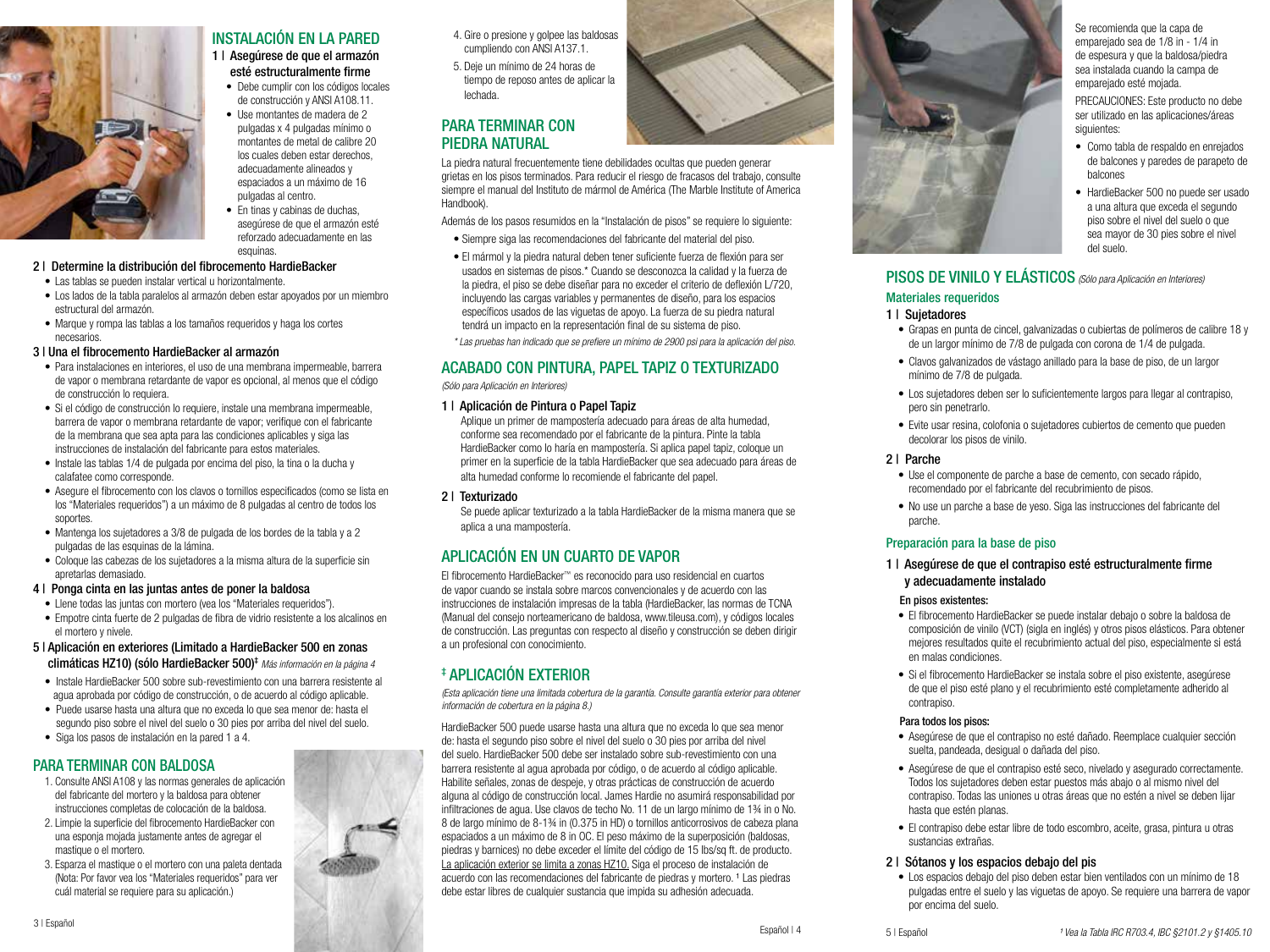## INSTALACIÓN EN LA PARED

### 1 | Asegúrese de que el armazón esté estructuralmente firme

- Debe cumplir con los códigos locales de construcción y ANSI A108.11.
- Use montantes de madera de 2 pulgadas x 4 pulgadas mínimo o montantes de metal de calibre 20 los cuales deben estar derechos, adecuadamente alineados y espaciados a un máximo de 16 pulgadas al centro.
- En tinas y cabinas de duchas, asegúrese de que el armazón esté reforzado adecuadamente en las esquinas.

### 2 | Determine la distribución del fibrocemento HardieBacker

- Las tablas se pueden instalar vertical u horizontalmente.
- Los lados de la tabla paralelos al armazón deben estar apoyados por un miembro estructural del armazón.
- Marque y rompa las tablas a los tamaños requeridos y haga los cortes necesarios.

### 3 | Una el fibrocemento HardieBacker al armazón

- Para instalaciones en interiores, el uso de una membrana impermeable, barrera de vapor o membrana retardante de vapor es opcional, al menos que el código de construcción lo requiera.
- Si el código de construcción lo requiere, instale una membrana impermeable, barrera de vapor o membrana retardante de vapor; verifique con el fabricante de la membrana que sea apta para las condiciones aplicables y siga las instrucciones de instalación del fabricante para estos materiales.
- Instale las tablas 1/4 de pulgada por encima del piso, la tina o la ducha y calafatee como corresponde.
- Asegure el fibrocemento con los clavos o tornillos especificados (como se lista en los "Materiales requeridos") a un máximo de 8 pulgadas al centro de todos los soportes.
- Mantenga los sujetadores a 3/8 de pulgada de los bordes de la tabla y a 2 pulgadas de las esquinas de la lámina.
- Coloque las cabezas de los sujetadores a la misma altura de la superficie sin apretarlas demasiado.

### 4 | Ponga cinta en las juntas antes de poner la baldosa

- Llene todas las juntas con mortero (vea los "Materiales requeridos").
- Empotre cinta fuerte de 2 pulgadas de fibra de vidrio resistente a los alcalinos en el mortero y nivele.

### 5 | Aplicación en exteriores (Limitado a HardieBacker 500 en zonas climáticas HZ10) (sólo HardieBacker 500)‡ *Más información en la página 4*

- Instale HardieBacker 500 sobre sub-revestimiento con una barrera resistente al agua aprobada por código de construcción, o de acuerdo al código aplicable.
- Puede usarse hasta una altura que no exceda lo que sea menor de: hasta el segundo piso sobre el nivel del suelo o 30 pies por arriba del nivel del suelo.
- Siga los pasos de instalación en la pared 1 a 4.

## PARA TERMINAR CON BALDOSA

1. Consulte ANSI A108 y las normas generales de aplicación del fabricante del mortero y la baldosa para obtener instrucciones completas de colocación de la baldosa.
2. Limpie la superficie del fibrocemento HardieBacker con una esponja mojada justamente antes de agregar el mastique o el mortero.
3. Esparza el mastique o el mortero con una paleta dentada (Nota: Por favor vea los "Materiales requeridos" para ver cuál material se requiere para su aplicación.)
4. Gire o presione y golpee las baldosas cumpliendo con ANSI A137.1.
5. Deje un mínimo de 24 horas de tiempo de reposo antes de aplicar la lechada.

## PARA TERMINAR CON PIEDRA NATURAL

La piedra natural frecuentemente tiene debilidades ocultas que pueden generar grietas en los pisos terminados. Para reducir el riesgo de fracasos del trabajo, consulte siempre el manual del Instituto de mármol de América (The Marble Institute of America Handbook).

Además de los pasos resumidos en la "Instalación de pisos" se requiere lo siguiente:

- Siempre siga las recomendaciones del fabricante del material del piso.
- El mármol y la piedra natural deben tener suficiente fuerza de flexión para ser usados en sistemas de pisos.* Cuando se desconozca la calidad y la fuerza de la piedra, el piso se debe diseñar para no exceder el criterio de deflexión L/720, incluyendo las cargas variables y permanentes de diseño, para los espacios específicos usados de las viguetas de apoyo. La fuerza de su piedra natural tendrá un impacto en la representación final de su sistema de piso.

*\* Las pruebas han indicado que se prefiere un mínimo de 2900 psi para la aplicación del piso.*

## ACABADO CON PINTURA, PAPEL TAPIZ O TEXTURIZADO

*(Sólo para Aplicación en Interiores)*

### 1 | Aplicación de Pintura o Papel Tapiz

Aplique un primer de mampostería adecuado para áreas de alta humedad, conforme sea recomendado por el fabricante de la pintura. Pinte la tabla HardieBacker como lo haría en mampostería. Si aplica papel tapiz, coloque un primer en la superficie de la tabla HardieBacker que sea adecuado para áreas de alta humedad conforme lo recomiende el fabricante del papel.

### 2 | Texturizado

Se puede aplicar texturizado a la tabla HardieBacker de la misma manera que se aplica a una mampostería.

## APLICACIÓN EN UN CUARTO DE VAPOR

El fibrocemento HardieBacker™ es reconocido para uso residencial en cuartos de vapor cuando se instala sobre marcos convencionales y de acuerdo con las instrucciones de instalación impresas de la tabla (HardieBacker, las normas de TCNA (Manual del consejo norteamericano de baldosa, www.tileusa.com), y códigos locales de construcción. Las preguntas con respecto al diseño y construcción se deben dirigir a un profesional con conocimiento.

## ‡ APLICACIÓN EXTERIOR

*(Esta aplicación tiene una limitada cobertura de la garantía. Consulte garantía exterior para obtener información de cobertura en la página 8.)*

HardieBacker 500 puede usarse hasta una altura que no exceda lo que sea menor de: hasta el segundo piso sobre el nivel del suelo o 30 pies por arriba del nivel del suelo. HardieBacker 500 debe ser instalado sobre sub-revestimiento con una barrera resistente al agua aprobada por código, o de acuerdo al código aplicable. Habilite señales, zonas de despeje, y otras prácticas de construcción de acuerdo alguna al código de construcción local. James Hardie no asumirá responsabilidad por infiltraciones de agua. Use clavos de techo No. 11 de un largo mínimo de 1¾ in o No. 8 de largo mínimo de 8-1¾ in (0.375 in HD) o tornillos anticorrosivos de cabeza plana espaciados a un máximo de 8 in OC. El peso máximo de la superposición (baldosas, piedras y barnices) no debe exceder el límite del código de 15 lbs/sq ft. de producto. La aplicación exterior se limita a zonas HZ10. Siga el proceso de instalación de acuerdo con las recomendaciones del fabricante de piedras y mortero. [1] Las piedras debe estar libres de cualquier sustancia que impida su adhesión adecuada.

Se recomienda que la capa de emparejado sea de 1/8 in - 1/4 in de espesura y que la baldosa/piedra sea instalada cuando la campa de emparejado esté mojada.

PRECAUCIONES: Este producto no debe ser utilizado en las aplicaciones/áreas siguientes:

- Como tabla de respaldo en enrejados de balcones y paredes de parapeto de balcones
- HardieBacker 500 no puede ser usado a una altura que exceda el segundo piso sobre el nivel del suelo o que sea mayor de 30 pies sobre el nivel del suelo.

## PISOS DE VINILO Y ELÁSTICOS *(Sólo para Aplicación en Interiores)*

### Materiales requeridos

#### 1 | Sujetadores

- Grapas en punta de cincel, galvanizadas o cubiertas de polímeros de calibre 18 y de un largor mínimo de 7/8 de pulgada con corona de 1/4 de pulgada.
- Clavos galvanizados de vástago anillado para la base de piso, de un largor mínimo de 7/8 de pulgada.
- Los sujetadores deben ser lo suficientemente largos para llegar al contrapiso, pero sin penetrarlo.
- Evite usar resina, colofonia o sujetadores cubiertos de cemento que pueden decolorar los pisos de vinilo.

#### 2 | Parche

- Use el componente de parche a base de cemento, con secado rápido, recomendado por el fabricante del recubrimiento de pisos.
- No use un parche a base de yeso. Siga las instrucciones del fabricante del parche.

### Preparación para la base de piso

#### 1 | Asegúrese de que el contrapiso esté estructuralmente firme y adecuadamente instalado

**En pisos existentes:**

- El fibrocemento HardieBacker se puede instalar debajo o sobre la baldosa de composición de vinilo (VCT) (sigla en inglés) y otros pisos elásticos. Para obtener mejores resultados quite el recubrimiento actual del piso, especialmente si está en malas condiciones.
- Si el fibrocemento HardieBacker se instala sobre el piso existente, asegúrese de que el piso esté plano y el recubrimiento esté completamente adherido al contrapiso.

**Para todos los pisos:**

- Asegúrese de que el contrapiso no esté dañado. Reemplace cualquier sección suelta, pandeada, desigual o dañada del piso.
- Asegúrese de que el contrapiso esté seco, nivelado y asegurado correctamente. Todos los sujetadores deben estar puestos más abajo o al mismo nivel del contrapiso. Todas las uniones u otras áreas que no estén a nivel se deben lijar hasta que estén planas.
- El contrapiso debe estar libre de todo escombro, aceite, grasa, pintura u otras sustancias extrañas.

#### 2 | Sótanos y los espacios debajo del pis

- Los espacios debajo del piso deben estar bien ventilados con un mínimo de 18 pulgadas entre el suelo y las viguetas de apoyo. Se requiere una barrera de vapor por encima del suelo.

*[1] Vea la Tabla IRC R703.4, IBC §2101.2 y §1405.10*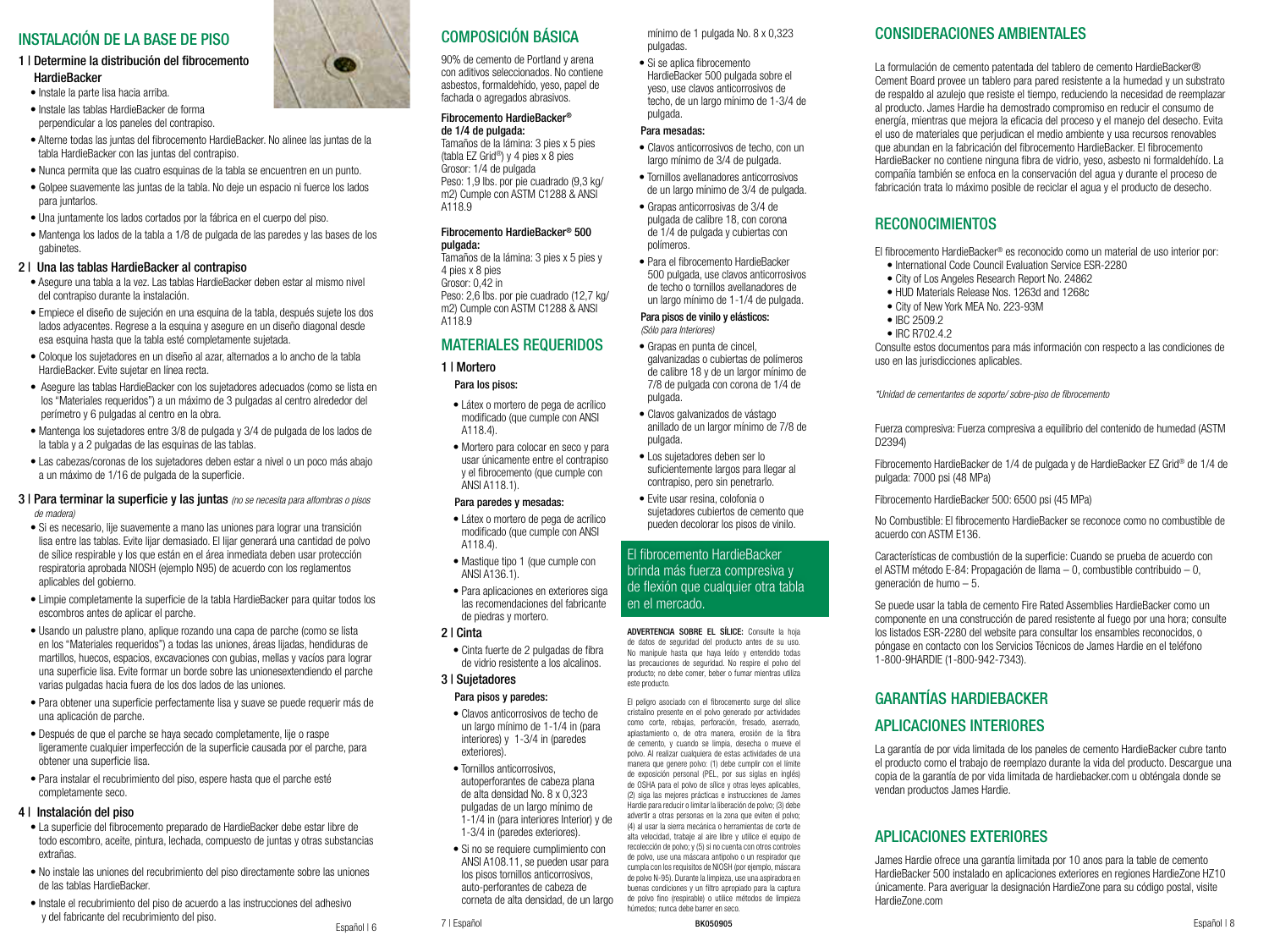# INSTALACIÓN DE LA BASE DE PISO

## 1 | Determine la distribución del fibrocemento HardieBacker

- Instale la parte lisa hacia arriba.
- Instale las tablas HardieBacker de forma perpendicular a los paneles del contrapiso.
- Alterne todas las juntas del fibrocemento HardieBacker. No alinee las juntas de la tabla HardieBacker con las juntas del contrapiso.
- Nunca permita que las cuatro esquinas de la tabla se encuentren en un punto.
- Golpee suavemente las juntas de la tabla. No deje un espacio ni fuerce los lados para juntarlos.
- Una juntamente los lados cortados por la fábrica en el cuerpo del piso.
- Mantenga los lados de la tabla a 1/8 de pulgada de las paredes y las bases de los gabinetes.

## 2 | Una las tablas HardieBacker al contrapiso

- Asegure una tabla a la vez. Las tablas HardieBacker deben estar al mismo nivel del contrapiso durante la instalación.
- Empiece el diseño de sujeción en una esquina de la tabla, después sujete los dos lados adyacentes. Regrese a la esquina y asegure en un diseño diagonal desde esa esquina hasta que la tabla esté completamente sujetada.
- Coloque los sujetadores en un diseño al azar, alternados a lo ancho de la tabla HardieBacker. Evite sujetar en línea recta.
- Asegure las tablas HardieBacker con los sujetadores adecuados (como se lista en los "Materiales requeridos") a un máximo de 3 pulgadas al centro alrededor del perímetro y 6 pulgadas al centro en la obra.
- Mantenga los sujetadores entre 3/8 de pulgada y 3/4 de pulgada de los lados de la tabla y a 2 pulgadas de las esquinas de las tablas.
- Las cabezas/coronas de los sujetadores deben estar a nivel o un poco más abajo a un máximo de 1/16 de pulgada de la superficie.

## 3 | Para terminar la superficie y las juntas *(no se necesita para alfombras o pisos de madera)*

- Si es necesario, lije suavemente a mano las uniones para lograr una transición lisa entre las tablas. Evite lijar demasiado. El lijar generará una cantidad de polvo de sílice respirable y los que están en el área inmediata deben usar protección respiratoria aprobada NIOSH (ejemplo N95) de acuerdo con los reglamentos aplicables del gobierno.
- Limpie completamente la superficie de la tabla HardieBacker para quitar todos los escombros antes de aplicar el parche.
- Usando un palustre plano, aplique rozando una capa de parche (como se lista en los "Materiales requeridos") a todas las uniones, áreas lijadas, hendiduras de martillos, huecos, espacios, excavaciones con gubias, mellas y vacíos para lograr una superficie lisa. Evite formar un borde sobre las unionesextendiendo el parche varias pulgadas hacia fuera de los dos lados de las uniones.
- Para obtener una superficie perfectamente lisa y suave se puede requerir más de una aplicación de parche.
- Después de que el parche se haya secado completamente, lije o raspe ligeramente cualquier imperfección de la superficie causada por el parche, para obtener una superficie lisa.
- Para instalar el recubrimiento del piso, espere hasta que el parche esté completamente seco.

## 4 | Instalación del piso

- La superficie del fibrocemento preparado de HardieBacker debe estar libre de todo escombro, aceite, pintura, lechada, compuesto de juntas y otras substancias extrañas.
- No instale las uniones del recubrimiento del piso directamente sobre las uniones de las tablas HardieBacker.
- Instale el recubrimiento del piso de acuerdo a las instrucciones del adhesivo y del fabricante del recubrimiento del piso.

# COMPOSICIÓN BÁSICA

90% de cemento de Portland y arena con aditivos seleccionados. No contiene asbestos, formaldehído, yeso, papel de fachada o agregados abrasivos.

**Fibrocemento HardieBacker® de 1/4 de pulgada:**
Tamaños de la lámina: 3 pies x 5 pies (tabla EZ Grid®) y 4 pies x 8 pies
Grosor: 1/4 de pulgada
Peso: 1,9 lbs. por pie cuadrado (9,3 kg/ m2) Cumple con ASTM C1288 & ANSI A118.9

**Fibrocemento HardieBacker® 500 pulgada:**
Tamaños de la lámina: 3 pies x 5 pies y 4 pies x 8 pies
Grosor: 0,42 in
Peso: 2,6 lbs. por pie cuadrado (12,7 kg/ m2) Cumple con ASTM C1288 & ANSI A118.9

# MATERIALES REQUERIDOS

## 1 | Mortero

**Para los pisos:**

- Látex o mortero de pega de acrílico modificado (que cumple con ANSI A118.4).
- Mortero para colocar en seco y para usar únicamente entre el contrapiso y el fibrocemento (que cumple con ANSI A118.1).

**Para paredes y mesadas:**

- Látex o mortero de pega de acrílico modificado (que cumple con ANSI A118.4).
- Mastique tipo 1 (que cumple con ANSI A136.1).
- Para aplicaciones en exteriores siga las recomendaciones del fabricante de piedras y mortero.

## 2 | Cinta

- Cinta fuerte de 2 pulgadas de fibra de vidrio resistente a los alcalinos.

## 3 | Sujetadores

**Para pisos y paredes:**

- Clavos anticorrosivos de techo de un largo mínimo de 1-1/4 in (para interiores) y 1-3/4 in (paredes exteriores).
- Tornillos anticorrosivos, autoperforantes de cabeza plana de alta densidad No. 8 x 0,323 pulgadas de un largo mínimo de 1-1/4 in (para interiores Interior) y de 1-3/4 in (paredes exteriores).
- Si no se requiere cumplimiento con ANSI A108.11, se pueden usar para los pisos tornillos anticorrosivos, auto-perforantes de cabeza de corneta de alta densidad, de un largo mínimo de 1 pulgada No. 8 x 0,323 pulgadas.
- Si se aplica fibrocemento HardieBacker 500 pulgada sobre el yeso, use clavos anticorrosivos de techo, de un largo mínimo de 1-3/4 de pulgada.

**Para mesadas:**

- Clavos anticorrosivos de techo, con un largo mínimo de 3/4 de pulgada.
- Tornillos avellanadores anticorrosivos de un largo mínimo de 3/4 de pulgada.
- Grapas anticorrosivas de 3/4 de pulgada de calibre 18, con corona de 1/4 de pulgada y cubiertas con polímeros.
- Para el fibrocemento HardieBacker 500 pulgada, use clavos anticorrosivos de techo o tornillos avellanadores de un largo mínimo de 1-1/4 de pulgada.

**Para pisos de vinilo y elásticos:**
*(Sólo para Interiores)*

- Grapas en punta de cincel, galvanizadas o cubiertas de polímeros de calibre 18 y de un largor mínimo de 7/8 de pulgada con corona de 1/4 de pulgada.
- Clavos galvanizados de vástago anillado de un largor mínimo de 7/8 de pulgada.
- Los sujetadores deben ser lo suficientemente largos para llegar al contrapiso, pero sin penetrarlo.
- Evite usar resina, colofonia o sujetadores cubiertos de cemento que pueden decolorar los pisos de vinilo.

El fibrocemento HardieBacker brinda más fuerza compresiva y de flexión que cualquier otra tabla en el mercado.

**ADVERTENCIA SOBRE EL SÍLICE:** Consulte la hoja de datos de seguridad del producto antes de su uso. No manipule hasta que haya leído y entendido todas las precauciones de seguridad. No respire el polvo del producto; no debe comer, beber o fumar mientras utiliza este producto.

El peligro asociado con el fibrocemento surge del sílice cristalino presente en el polvo generado por actividades como corte, rebajas, perforación, fresado, aserrado, aplastamiento o, de otra manera, erosión de la fibra de cemento, y cuando se limpia, desecha o mueve el polvo. Al realizar cualquiera de estas actividades de una manera que genere polvo: (1) debe cumplir con el límite de exposición personal (PEL, por sus siglas en inglés) de OSHA para el polvo de sílice y otras leyes aplicables, (2) siga las mejores prácticas e instrucciones de James Hardie para reducir o limitar la liberación de polvo; (3) debe advertir a otras personas en la zona que eviten el polvo; (4) al usar la sierra mecánica o herramientas de corte de alta velocidad, trabaje al aire libre y utilice el equipo de recolección de polvo; y (5) si no cuenta con otros controles de polvo, use una máscara antipolvo o un respirador que cumpla con los requisitos de NIOSH (por ejemplo, máscara de polvo N-95). Durante la limpieza, use una aspiradora en buenas condiciones y un filtro apropiado para la captura de polvo fino (respirable) o utilice métodos de limpieza húmedos; nunca debe barrer en seco.

BK050905

# CONSIDERACIONES AMBIENTALES

La formulación de cemento patentada del tablero de cemento HardieBacker® Cement Board provee un tablero para pared resistente a la humedad y un substrato de respaldo al azulejo que resiste el tiempo, reduciendo la necesidad de reemplazar al producto. James Hardie ha demostrado compromiso en reducir el consumo de energía, mientras que mejora la eficacia del proceso y el manejo del desecho. Evita el uso de materiales que perjudican el medio ambiente y usa recursos renovables que abundan en la fabricación del fibrocemento HardieBacker. El fibrocemento HardieBacker no contiene ninguna fibra de vidrio, yeso, asbesto ni formaldehído. La compañía también se enfoca en la conservación del agua y durante el proceso de fabricación trata lo máximo posible de reciclar el agua y el producto de desecho.

# RECONOCIMIENTOS

El fibrocemento HardieBacker® es reconocido como un material de uso interior por:

- International Code Council Evaluation Service ESR-2280
- City of Los Angeles Research Report No. 24862
- HUD Materials Release Nos. 1263d and 1268c
- City of New York MEA No. 223-93M
- IBC 2509.2
- IRC R702.4.2

Consulte estos documentos para más información con respecto a las condiciones de uso en las jurisdicciones aplicables.

*\*Unidad de cementantes de soporte/ sobre-piso de fibrocemento*

Fuerza compresiva: Fuerza compresiva a equilibrio del contenido de humedad (ASTM D2394)

Fibrocemento HardieBacker de 1/4 de pulgada y de HardieBacker EZ Grid® de 1/4 de pulgada: 7000 psi (48 MPa)

Fibrocemento HardieBacker 500: 6500 psi (45 MPa)

No Combustible: El fibrocemento HardieBacker se reconoce como no combustible de acuerdo con ASTM E136.

Características de combustión de la superficie: Cuando se prueba de acuerdo con el ASTM método E-84: Propagación de llama – 0, combustible contribuido – 0, generación de humo – 5.

Se puede usar la tabla de cemento Fire Rated Assemblies HardieBacker como un componente en una construcción de pared resistente al fuego por una hora; consulte los listados ESR-2280 del website para consultar los ensambles reconocidos, o póngase en contacto con los Servicios Técnicos de James Hardie en el teléfono 1-800-9HARDIE (1-800-942-7343).

# GARANTÍAS HARDIEBACKER

# APLICACIONES INTERIORES

La garantía de por vida limitada de los paneles de cemento HardieBacker cubre tanto el producto como el trabajo de reemplazo durante la vida del producto. Descargue una copia de la garantía de por vida limitada de hardiebacker.com u obténgala donde se vendan productos James Hardie.

# APLICACIONES EXTERIORES

James Hardie ofrece una garantía limitada por 10 anos para la table de cemento HardieBacker 500 instalado en aplicaciones exteriores en regiones HardieZone HZ10 únicamente. Para averiguar la designación HardieZone para su código postal, visite HardieZone.com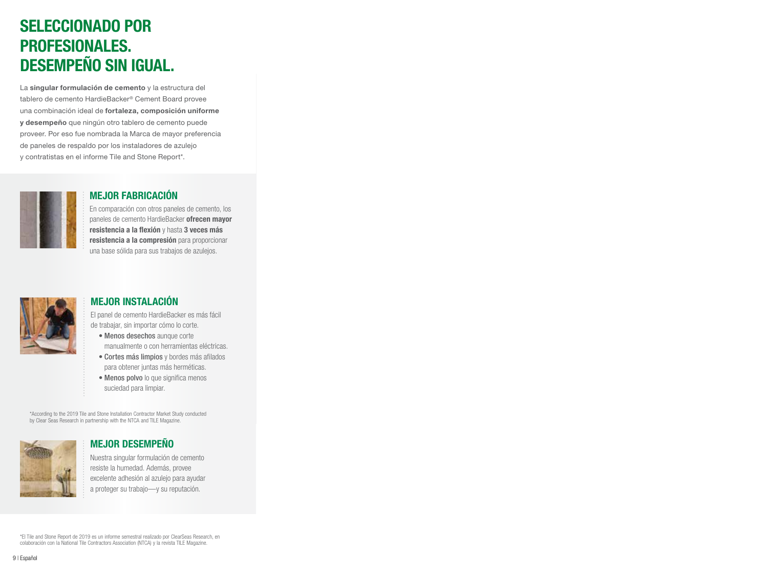# SELECCIONADO POR PROFESIONALES. DESEMPEÑO SIN IGUAL.

La **singular formulación de cemento** y la estructura del tablero de cemento HardieBacker® Cement Board provee una combinación ideal de **fortaleza, composición uniforme y desempeño** que ningún otro tablero de cemento puede proveer. Por eso fue nombrada la Marca de mayor preferencia de paneles de respaldo por los instaladores de azulejo y contratistas en el informe Tile and Stone Report*.

## MEJOR FABRICACIÓN

En comparación con otros paneles de cemento, los paneles de cemento HardieBacker **ofrecen mayor resistencia a la flexión** y hasta **3 veces más resistencia a la compresión** para proporcionar una base sólida para sus trabajos de azulejos.

## MEJOR INSTALACIÓN

El panel de cemento HardieBacker es más fácil de trabajar, sin importar cómo lo corte.

- **Menos desechos** aunque corte manualmente o con herramientas eléctricas.
- **Cortes más limpios** y bordes más afilados para obtener juntas más herméticas.
- **Menos polvo** lo que significa menos suciedad para limpiar.

*According to the 2019 Tile and Stone Installation Contractor Market Study conducted by Clear Seas Research in partnership with the NTCA and TILE Magazine.

## MEJOR DESEMPEÑO

Nuestra singular formulación de cemento resiste la humedad. Además, provee excelente adhesión al azulejo para ayudar a proteger su trabajo—y su reputación.

*El Tile and Stone Report de 2019 es un informe semestral realizado por ClearSeas Research, en colaboración con la National Tile Contractors Association (NTCA) y la revista TILE Magazine.